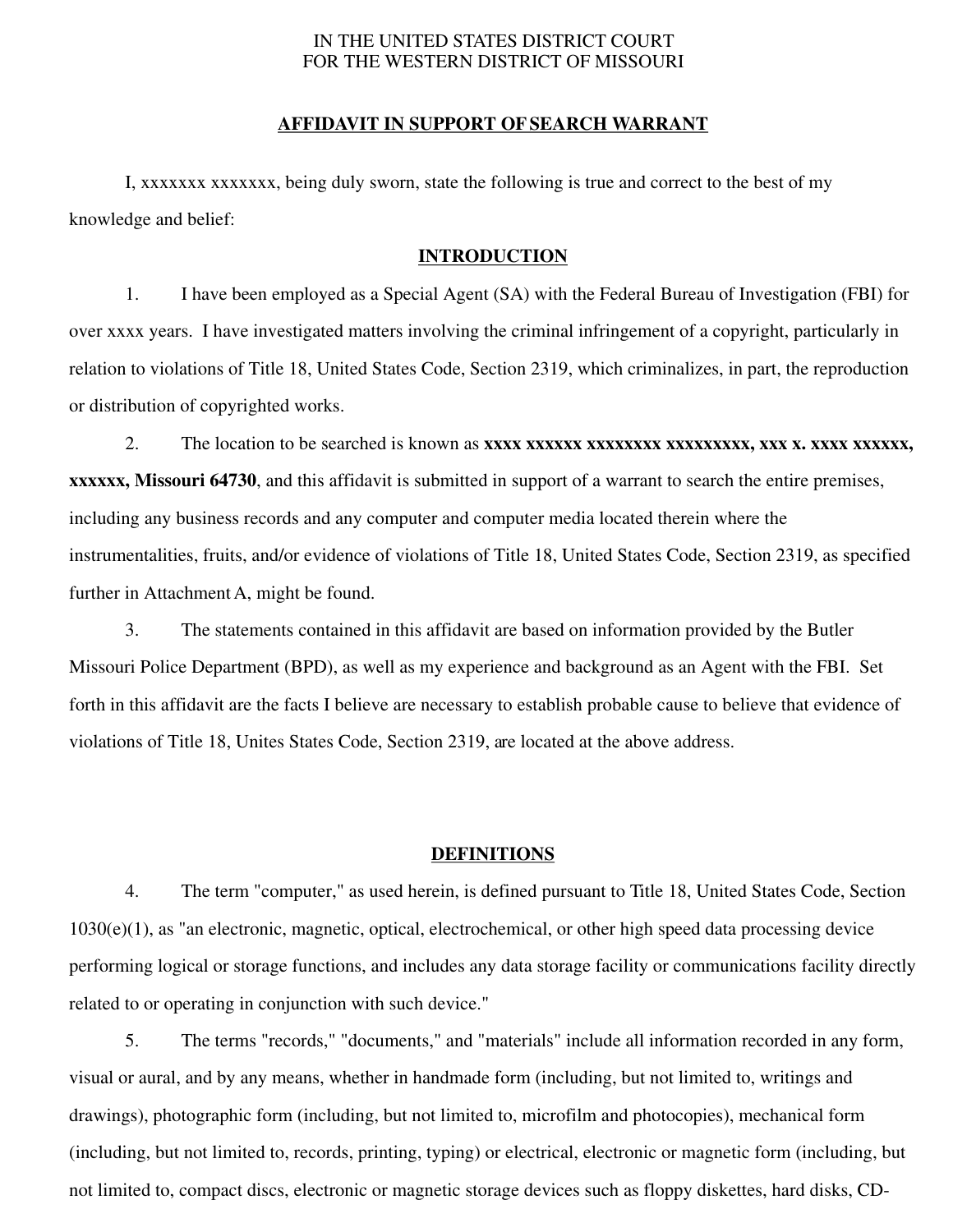IN THE UNITED STATES DISTRICT COURT
FOR THE WESTERN DISTRICT OF MISSOURI

## AFFIDAVIT IN SUPPORT OF SEARCH WARRANT

I, xxxxxxx xxxxxxx, being duly sworn, state the following is true and correct to the best of my knowledge and belief:

## INTRODUCTION

1. I have been employed as a Special Agent (SA) with the Federal Bureau of Investigation (FBI) for over xxxx years. I have investigated matters involving the criminal infringement of a copyright, particularly in relation to violations of Title 18, United States Code, Section 2319, which criminalizes, in part, the reproduction or distribution of copyrighted works.

2. The location to be searched is known as **xxxx xxxxxx xxxxxxxx xxxxxxxxx, xxx x. xxxx xxxxxx, xxxxxx, Missouri 64730**, and this affidavit is submitted in support of a warrant to search the entire premises, including any business records and any computer and computer media located therein where the instrumentalities, fruits, and/or evidence of violations of Title 18, United States Code, Section 2319, as specified further in Attachment A, might be found.

3. The statements contained in this affidavit are based on information provided by the Butler Missouri Police Department (BPD), as well as my experience and background as an Agent with the FBI. Set forth in this affidavit are the facts I believe are necessary to establish probable cause to believe that evidence of violations of Title 18, Unites States Code, Section 2319, are located at the above address.

## DEFINITIONS

4. The term "computer," as used herein, is defined pursuant to Title 18, United States Code, Section 1030(e)(1), as "an electronic, magnetic, optical, electrochemical, or other high speed data processing device performing logical or storage functions, and includes any data storage facility or communications facility directly related to or operating in conjunction with such device."

5. The terms "records," "documents," and "materials" include all information recorded in any form, visual or aural, and by any means, whether in handmade form (including, but not limited to, writings and drawings), photographic form (including, but not limited to, microfilm and photocopies), mechanical form (including, but not limited to, records, printing, typing) or electrical, electronic or magnetic form (including, but not limited to, compact discs, electronic or magnetic storage devices such as floppy diskettes, hard disks, CD-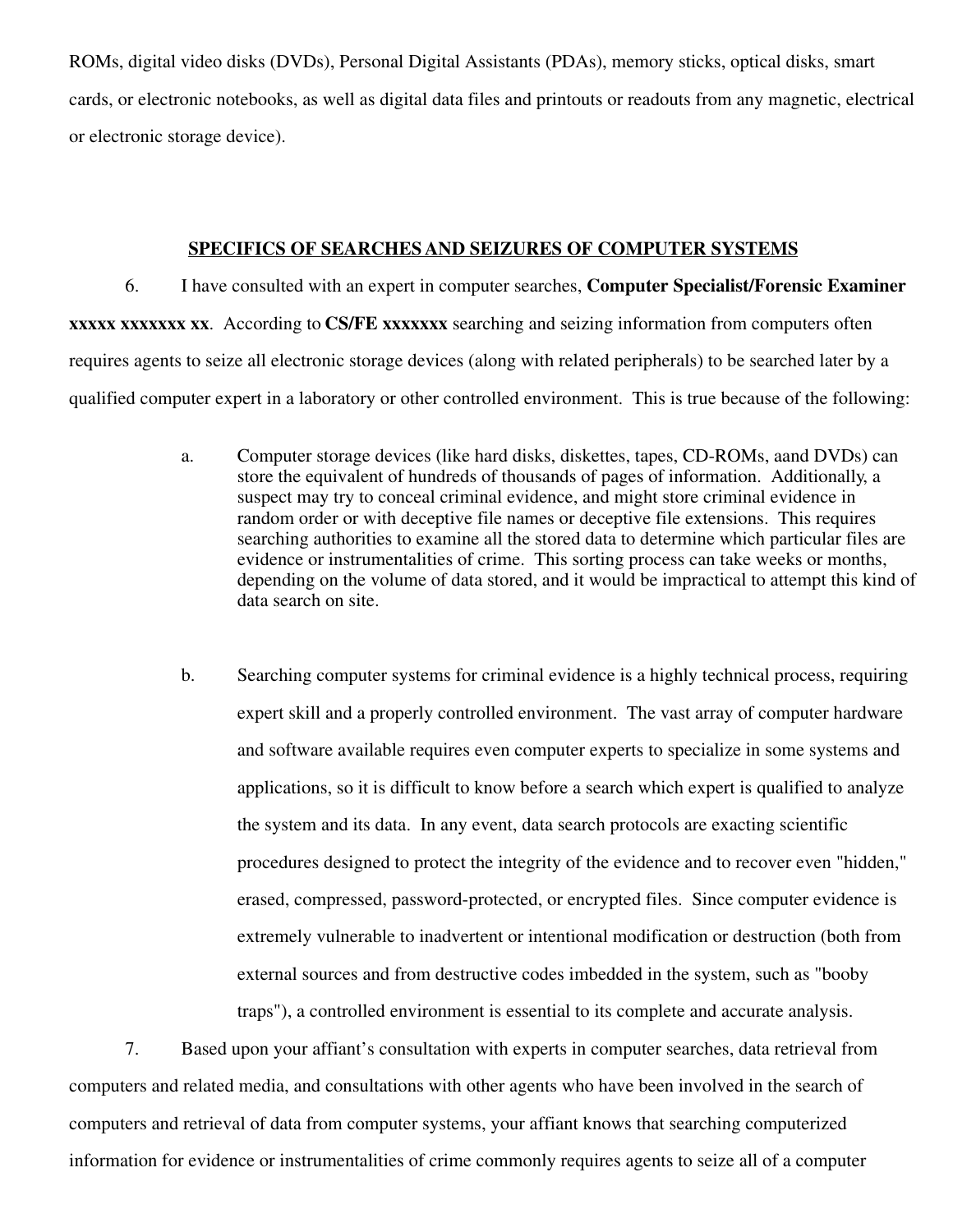ROMs, digital video disks (DVDs), Personal Digital Assistants (PDAs), memory sticks, optical disks, smart cards, or electronic notebooks, as well as digital data files and printouts or readouts from any magnetic, electrical or electronic storage device).

## SPECIFICS OF SEARCHES AND SEIZURES OF COMPUTER SYSTEMS

6. I have consulted with an expert in computer searches, **Computer Specialist/Forensic Examiner xxxxx xxxxxxx xx**. According to **CS/FE xxxxxxx** searching and seizing information from computers often requires agents to seize all electronic storage devices (along with related peripherals) to be searched later by a qualified computer expert in a laboratory or other controlled environment. This is true because of the following:

   a. Computer storage devices (like hard disks, diskettes, tapes, CD-ROMs, aand DVDs) can store the equivalent of hundreds of thousands of pages of information. Additionally, a suspect may try to conceal criminal evidence, and might store criminal evidence in random order or with deceptive file names or deceptive file extensions. This requires searching authorities to examine all the stored data to determine which particular files are evidence or instrumentalities of crime. This sorting process can take weeks or months, depending on the volume of data stored, and it would be impractical to attempt this kind of data search on site.

   b. Searching computer systems for criminal evidence is a highly technical process, requiring expert skill and a properly controlled environment. The vast array of computer hardware and software available requires even computer experts to specialize in some systems and applications, so it is difficult to know before a search which expert is qualified to analyze the system and its data. In any event, data search protocols are exacting scientific procedures designed to protect the integrity of the evidence and to recover even "hidden," erased, compressed, password-protected, or encrypted files. Since computer evidence is extremely vulnerable to inadvertent or intentional modification or destruction (both from external sources and from destructive codes imbedded in the system, such as "booby traps"), a controlled environment is essential to its complete and accurate analysis.

7. Based upon your affiant's consultation with experts in computer searches, data retrieval from computers and related media, and consultations with other agents who have been involved in the search of computers and retrieval of data from computer systems, your affiant knows that searching computerized information for evidence or instrumentalities of crime commonly requires agents to seize all of a computer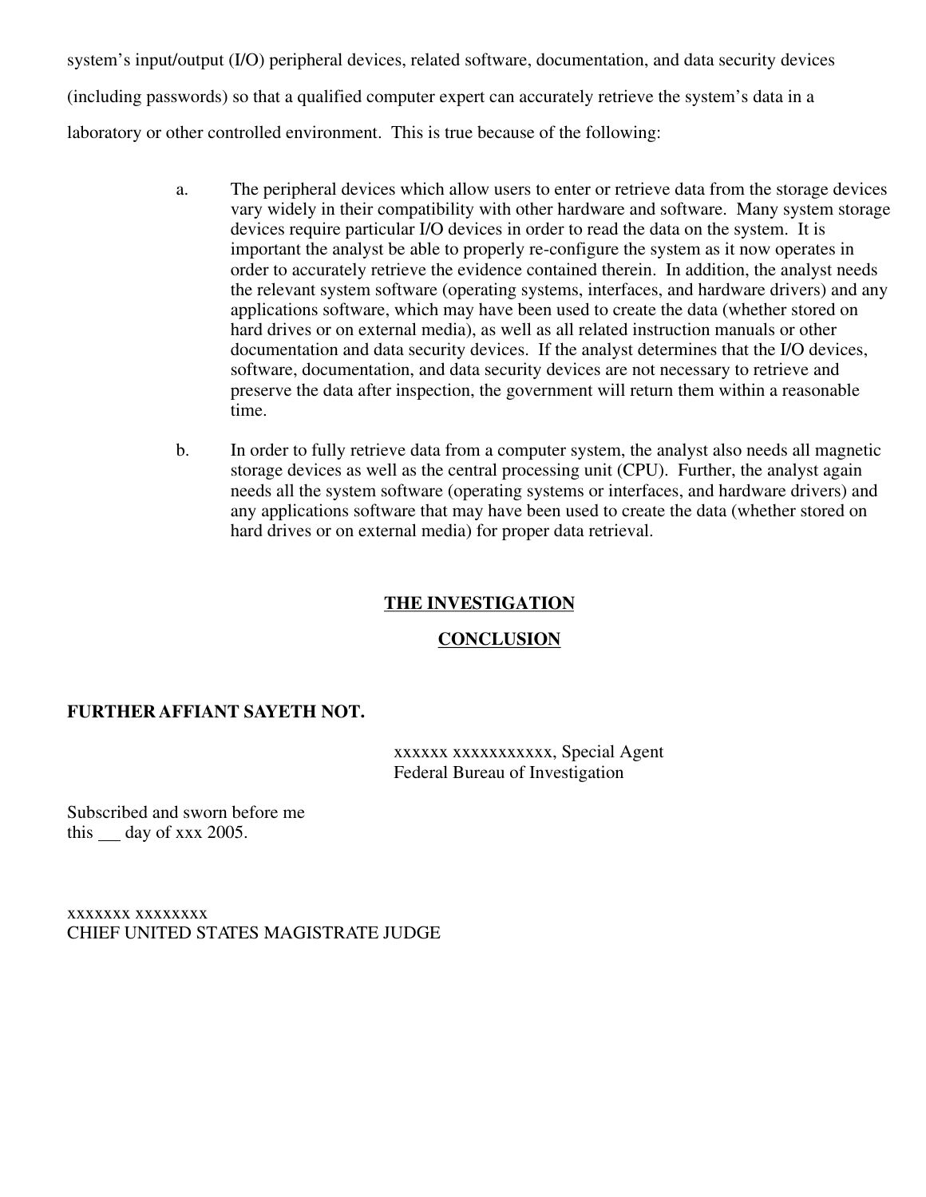system's input/output (I/O) peripheral devices, related software, documentation, and data security devices (including passwords) so that a qualified computer expert can accurately retrieve the system's data in a laboratory or other controlled environment. This is true because of the following:

a. The peripheral devices which allow users to enter or retrieve data from the storage devices vary widely in their compatibility with other hardware and software. Many system storage devices require particular I/O devices in order to read the data on the system. It is important the analyst be able to properly re-configure the system as it now operates in order to accurately retrieve the evidence contained therein. In addition, the analyst needs the relevant system software (operating systems, interfaces, and hardware drivers) and any applications software, which may have been used to create the data (whether stored on hard drives or on external media), as well as all related instruction manuals or other documentation and data security devices. If the analyst determines that the I/O devices, software, documentation, and data security devices are not necessary to retrieve and preserve the data after inspection, the government will return them within a reasonable time.

b. In order to fully retrieve data from a computer system, the analyst also needs all magnetic storage devices as well as the central processing unit (CPU). Further, the analyst again needs all the system software (operating systems or interfaces, and hardware drivers) and any applications software that may have been used to create the data (whether stored on hard drives or on external media) for proper data retrieval.

## THE INVESTIGATION

## CONCLUSION

**FURTHER AFFIANT SAYETH NOT.**

xxxxxx xxxxxxxxxxx, Special Agent
Federal Bureau of Investigation

Subscribed and sworn before me
this ___ day of xxx 2005.

xxxxxxx xxxxxxxx
CHIEF UNITED STATES MAGISTRATE JUDGE